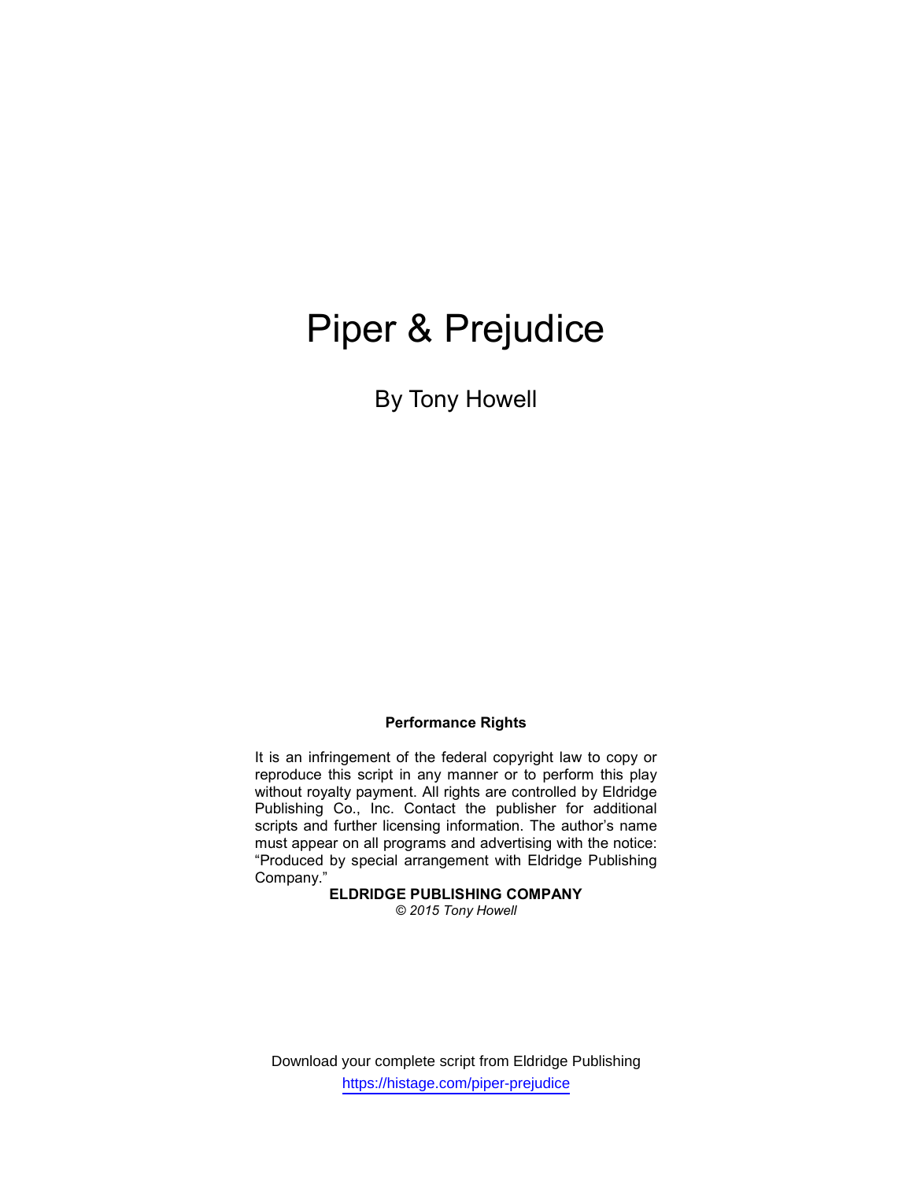# Piper & Prejudice

By Tony Howell

**Performance Rights**

It is an infringement of the federal copyright law to copy or reproduce this script in any manner or to perform this play without royalty payment. All rights are controlled by Eldridge Publishing Co., Inc. Contact the publisher for additional scripts and further licensing information. The author's name must appear on all programs and advertising with the notice: "Produced by special arrangement with Eldridge Publishing Company."

**ELDRIDGE PUBLISHING COMPANY**

*© 2015 Tony Howell*

Download your complete script from Eldridge Publishing

https://histage.com/piper-prejudice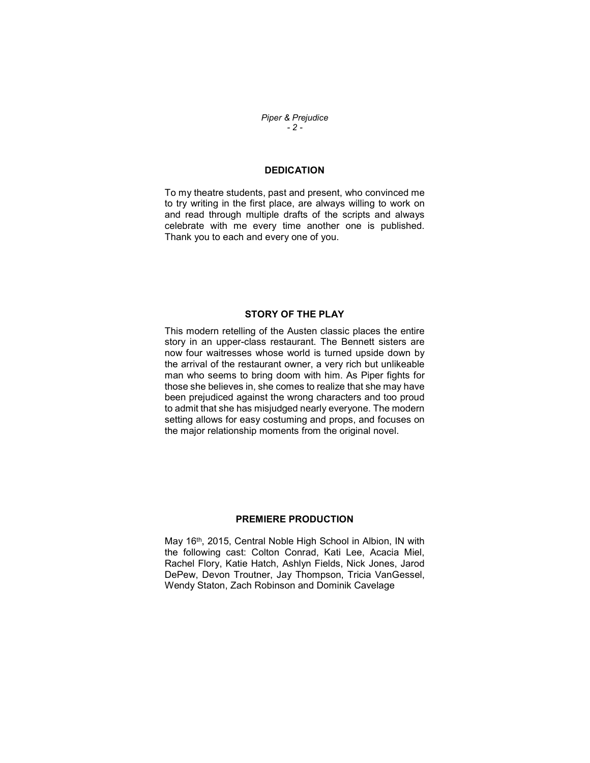## DEDICATION

To my theatre students, past and present, who convinced me to try writing in the first place, are always willing to work on and read through multiple drafts of the scripts and always celebrate with me every time another one is published. Thank you to each and every one of you.

## STORY OF THE PLAY

This modern retelling of the Austen classic places the entire story in an upper-class restaurant. The Bennett sisters are now four waitresses whose world is turned upside down by the arrival of the restaurant owner, a very rich but unlikeable man who seems to bring doom with him. As Piper fights for those she believes in, she comes to realize that she may have been prejudiced against the wrong characters and too proud to admit that she has misjudged nearly everyone. The modern setting allows for easy costuming and props, and focuses on the major relationship moments from the original novel.

## PREMIERE PRODUCTION

May 16th, 2015, Central Noble High School in Albion, IN with the following cast: Colton Conrad, Kati Lee, Acacia Miel, Rachel Flory, Katie Hatch, Ashlyn Fields, Nick Jones, Jarod DePew, Devon Troutner, Jay Thompson, Tricia VanGessel, Wendy Staton, Zach Robinson and Dominik Cavelage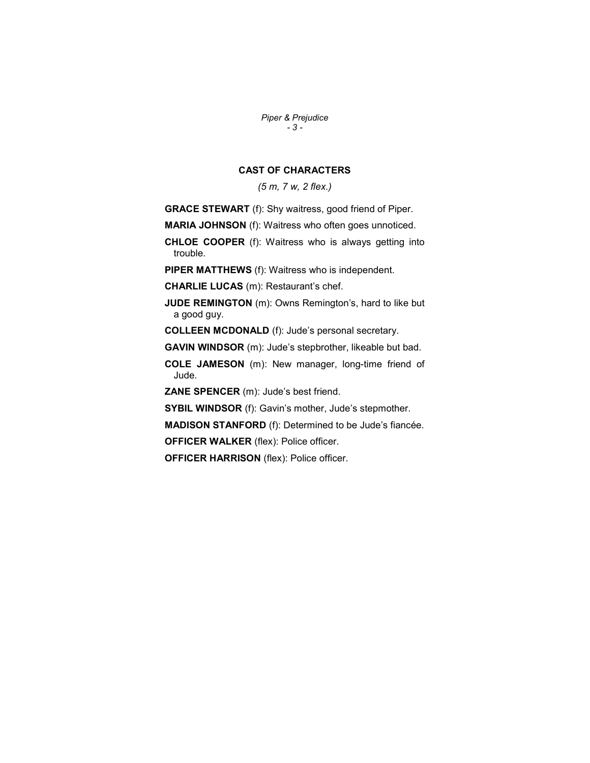## CAST OF CHARACTERS

*(5 m, 7 w, 2 flex.)*

**GRACE STEWART** (f): Shy waitress, good friend of Piper.

**MARIA JOHNSON** (f): Waitress who often goes unnoticed.

**CHLOE COOPER** (f): Waitress who is always getting into trouble.

**PIPER MATTHEWS** (f): Waitress who is independent.

**CHARLIE LUCAS** (m): Restaurant's chef.

**JUDE REMINGTON** (m): Owns Remington's, hard to like but a good guy.

**COLLEEN MCDONALD** (f): Jude's personal secretary.

**GAVIN WINDSOR** (m): Jude's stepbrother, likeable but bad.

**COLE JAMESON** (m): New manager, long-time friend of Jude.

**ZANE SPENCER** (m): Jude's best friend.

**SYBIL WINDSOR** (f): Gavin's mother, Jude's stepmother.

**MADISON STANFORD** (f): Determined to be Jude's fiancée.

**OFFICER WALKER** (flex): Police officer.

**OFFICER HARRISON** (flex): Police officer.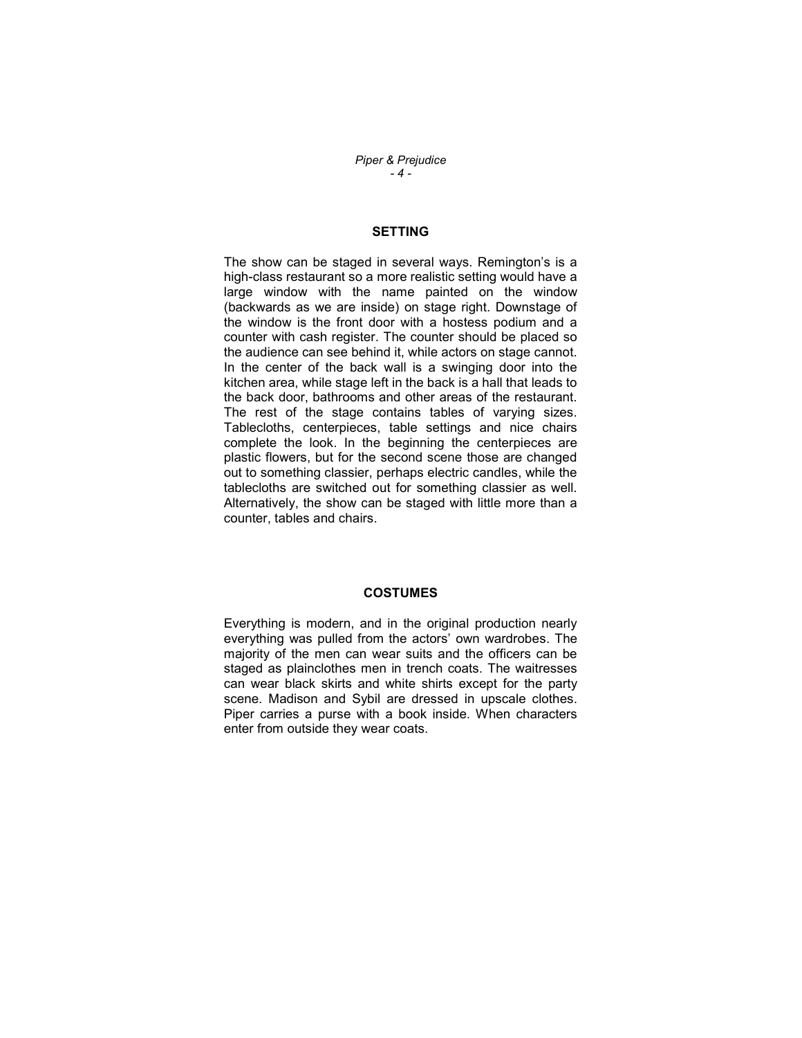## SETTING

The show can be staged in several ways. Remington's is a high-class restaurant so a more realistic setting would have a large window with the name painted on the window (backwards as we are inside) on stage right. Downstage of the window is the front door with a hostess podium and a counter with cash register. The counter should be placed so the audience can see behind it, while actors on stage cannot. In the center of the back wall is a swinging door into the kitchen area, while stage left in the back is a hall that leads to the back door, bathrooms and other areas of the restaurant. The rest of the stage contains tables of varying sizes. Tablecloths, centerpieces, table settings and nice chairs complete the look. In the beginning the centerpieces are plastic flowers, but for the second scene those are changed out to something classier, perhaps electric candles, while the tablecloths are switched out for something classier as well. Alternatively, the show can be staged with little more than a counter, tables and chairs.

## COSTUMES

Everything is modern, and in the original production nearly everything was pulled from the actors' own wardrobes. The majority of the men can wear suits and the officers can be staged as plainclothes men in trench coats. The waitresses can wear black skirts and white shirts except for the party scene. Madison and Sybil are dressed in upscale clothes. Piper carries a purse with a book inside. When characters enter from outside they wear coats.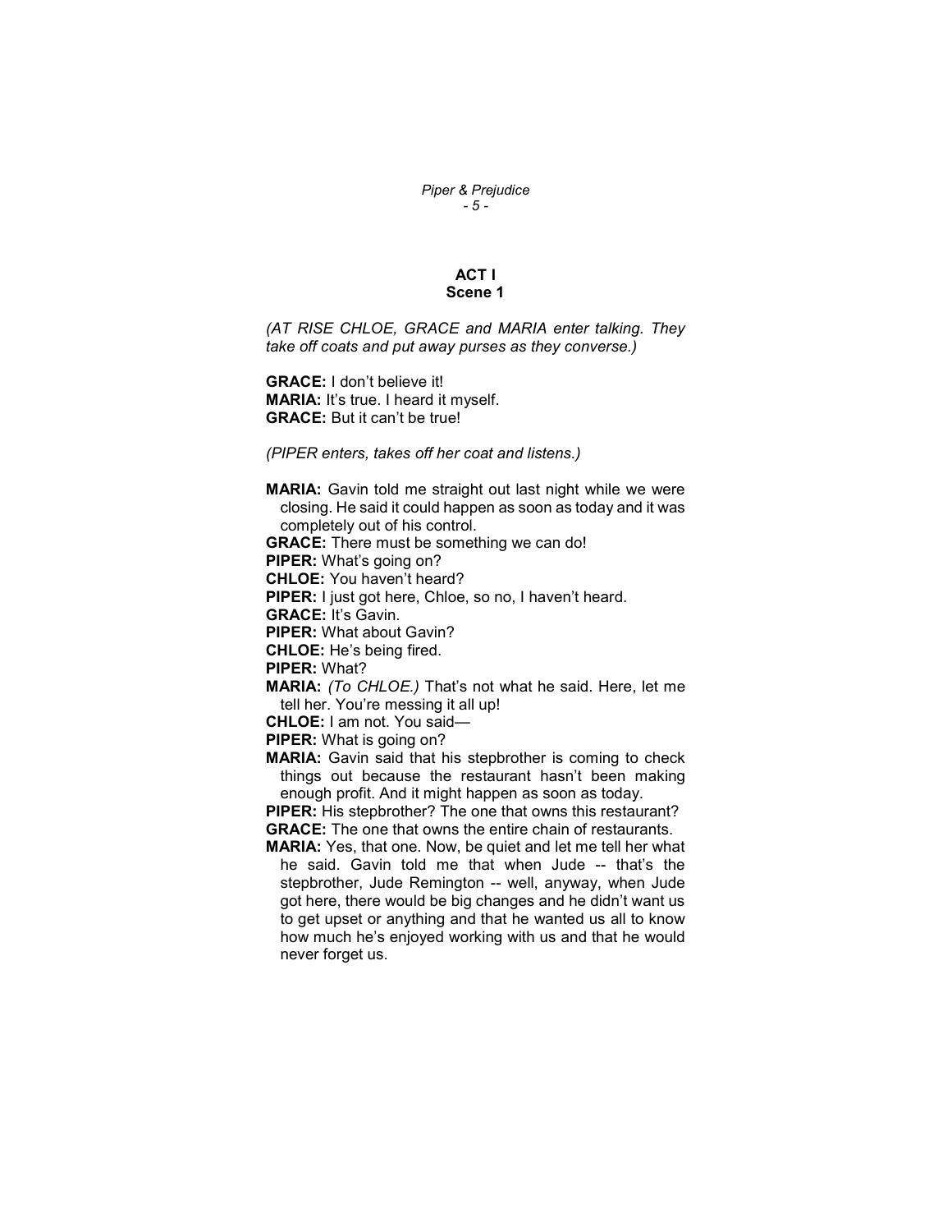## ACT I
### Scene 1

*(AT RISE CHLOE, GRACE and MARIA enter talking. They take off coats and put away purses as they converse.)*

**GRACE:** I don't believe it!
**MARIA:** It's true. I heard it myself.
**GRACE:** But it can't be true!

*(PIPER enters, takes off her coat and listens.)*

**MARIA:** Gavin told me straight out last night while we were closing. He said it could happen as soon as today and it was completely out of his control.
**GRACE:** There must be something we can do!
**PIPER:** What's going on?
**CHLOE:** You haven't heard?
**PIPER:** I just got here, Chloe, so no, I haven't heard.
**GRACE:** It's Gavin.
**PIPER:** What about Gavin?
**CHLOE:** He's being fired.
**PIPER:** What?
**MARIA:** *(To CHLOE.)* That's not what he said. Here, let me tell her. You're messing it all up!
**CHLOE:** I am not. You said—
**PIPER:** What is going on?
**MARIA:** Gavin said that his stepbrother is coming to check things out because the restaurant hasn't been making enough profit. And it might happen as soon as today.
**PIPER:** His stepbrother? The one that owns this restaurant?
**GRACE:** The one that owns the entire chain of restaurants.
**MARIA:** Yes, that one. Now, be quiet and let me tell her what he said. Gavin told me that when Jude -- that's the stepbrother, Jude Remington -- well, anyway, when Jude got here, there would be big changes and he didn't want us to get upset or anything and that he wanted us all to know how much he's enjoyed working with us and that he would never forget us.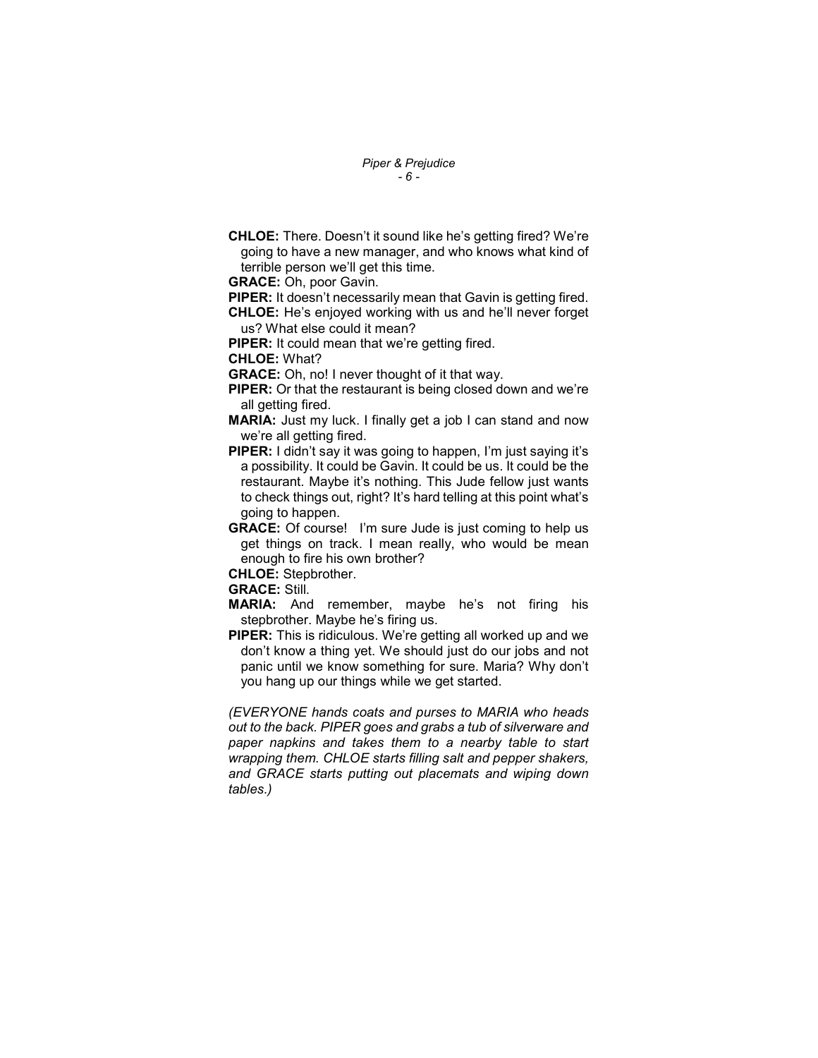**CHLOE:** There. Doesn't it sound like he's getting fired? We're going to have a new manager, and who knows what kind of terrible person we'll get this time.

**GRACE:** Oh, poor Gavin.

**PIPER:** It doesn't necessarily mean that Gavin is getting fired.

**CHLOE:** He's enjoyed working with us and he'll never forget us? What else could it mean?

**PIPER:** It could mean that we're getting fired.

**CHLOE:** What?

**GRACE:** Oh, no! I never thought of it that way.

**PIPER:** Or that the restaurant is being closed down and we're all getting fired.

**MARIA:** Just my luck. I finally get a job I can stand and now we're all getting fired.

**PIPER:** I didn't say it was going to happen, I'm just saying it's a possibility. It could be Gavin. It could be us. It could be the restaurant. Maybe it's nothing. This Jude fellow just wants to check things out, right? It's hard telling at this point what's going to happen.

**GRACE:** Of course! I'm sure Jude is just coming to help us get things on track. I mean really, who would be mean enough to fire his own brother?

**CHLOE:** Stepbrother.

**GRACE:** Still.

**MARIA:** And remember, maybe he's not firing his stepbrother. Maybe he's firing us.

**PIPER:** This is ridiculous. We're getting all worked up and we don't know a thing yet. We should just do our jobs and not panic until we know something for sure. Maria? Why don't you hang up our things while we get started.

*(EVERYONE hands coats and purses to MARIA who heads out to the back. PIPER goes and grabs a tub of silverware and paper napkins and takes them to a nearby table to start wrapping them. CHLOE starts filling salt and pepper shakers, and GRACE starts putting out placemats and wiping down tables.)*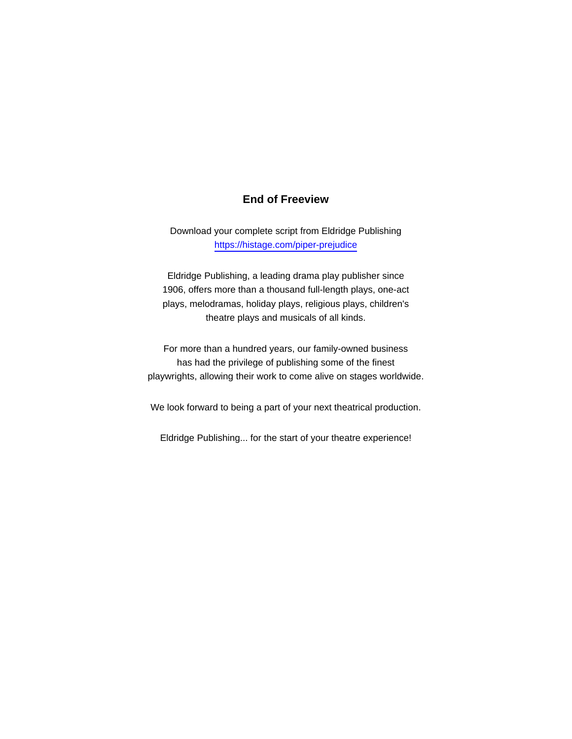## End of Freeview

Download your complete script from Eldridge Publishing
https://histage.com/piper-prejudice

Eldridge Publishing, a leading drama play publisher since 1906, offers more than a thousand full-length plays, one-act plays, melodramas, holiday plays, religious plays, children's theatre plays and musicals of all kinds.

For more than a hundred years, our family-owned business has had the privilege of publishing some of the finest playwrights, allowing their work to come alive on stages worldwide.

We look forward to being a part of your next theatrical production.

Eldridge Publishing... for the start of your theatre experience!